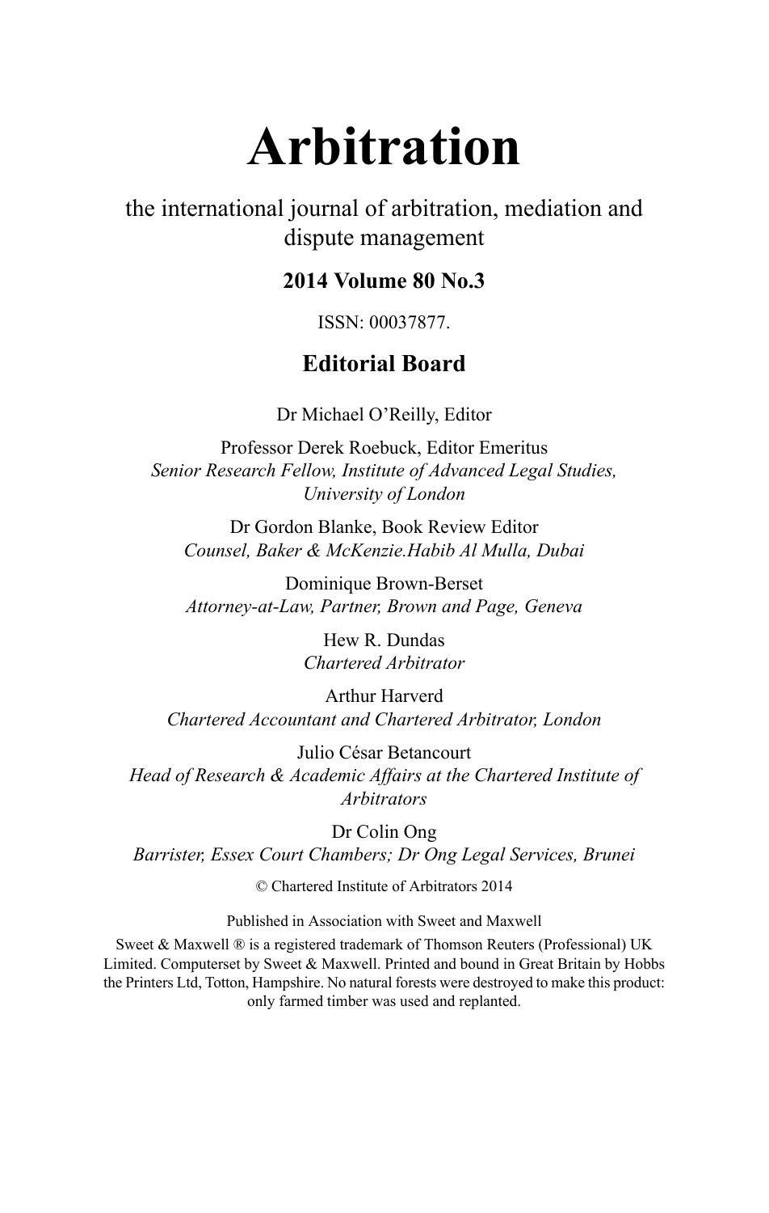# Arbitration

the international journal of arbitration, mediation and dispute management

**2014 Volume 80 No.3**

ISSN: 00037877.

## Editorial Board

Dr Michael O'Reilly, Editor

Professor Derek Roebuck, Editor Emeritus
*Senior Research Fellow, Institute of Advanced Legal Studies, University of London*

Dr Gordon Blanke, Book Review Editor
*Counsel, Baker & McKenzie.Habib Al Mulla, Dubai*

Dominique Brown-Berset
*Attorney-at-Law, Partner, Brown and Page, Geneva*

Hew R. Dundas
*Chartered Arbitrator*

Arthur Harverd
*Chartered Accountant and Chartered Arbitrator, London*

Julio César Betancourt
*Head of Research & Academic Affairs at the Chartered Institute of Arbitrators*

Dr Colin Ong
*Barrister, Essex Court Chambers; Dr Ong Legal Services, Brunei*

© Chartered Institute of Arbitrators 2014

Published in Association with Sweet and Maxwell

Sweet & Maxwell ® is a registered trademark of Thomson Reuters (Professional) UK Limited. Computerset by Sweet & Maxwell. Printed and bound in Great Britain by Hobbs the Printers Ltd, Totton, Hampshire. No natural forests were destroyed to make this product: only farmed timber was used and replanted.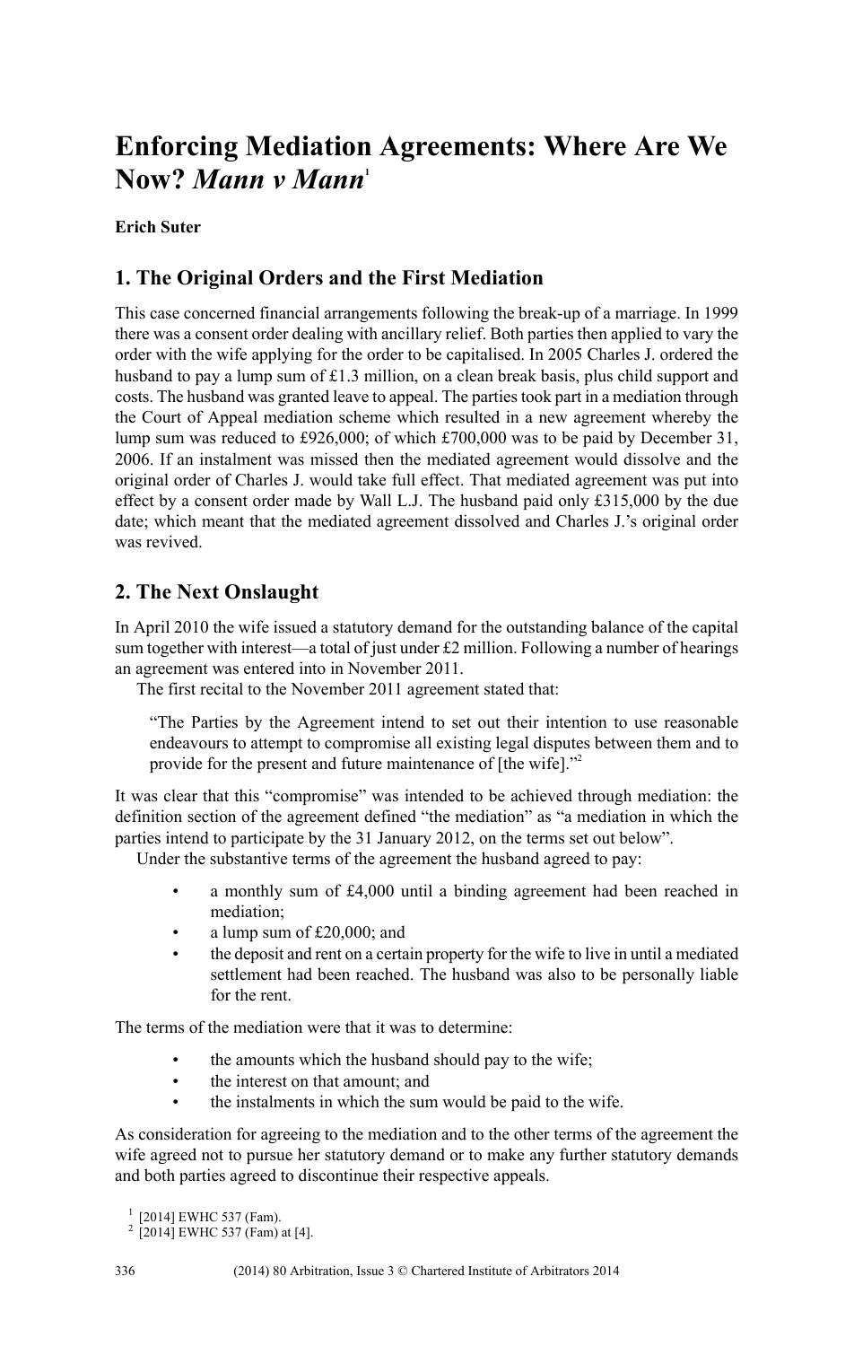# Enforcing Mediation Agreements: Where Are We Now? *Mann v Mann*[1]

**Erich Suter**

## 1. The Original Orders and the First Mediation

This case concerned financial arrangements following the break-up of a marriage. In 1999 there was a consent order dealing with ancillary relief. Both parties then applied to vary the order with the wife applying for the order to be capitalised. In 2005 Charles J. ordered the husband to pay a lump sum of £1.3 million, on a clean break basis, plus child support and costs. The husband was granted leave to appeal. The parties took part in a mediation through the Court of Appeal mediation scheme which resulted in a new agreement whereby the lump sum was reduced to £926,000; of which £700,000 was to be paid by December 31, 2006. If an instalment was missed then the mediated agreement would dissolve and the original order of Charles J. would take full effect. That mediated agreement was put into effect by a consent order made by Wall L.J. The husband paid only £315,000 by the due date; which meant that the mediated agreement dissolved and Charles J.'s original order was revived.

## 2. The Next Onslaught

In April 2010 the wife issued a statutory demand for the outstanding balance of the capital sum together with interest—a total of just under £2 million. Following a number of hearings an agreement was entered into in November 2011.

The first recital to the November 2011 agreement stated that:

> "The Parties by the Agreement intend to set out their intention to use reasonable endeavours to attempt to compromise all existing legal disputes between them and to provide for the present and future maintenance of [the wife]."[2]

It was clear that this "compromise" was intended to be achieved through mediation: the definition section of the agreement defined "the mediation" as "a mediation in which the parties intend to participate by the 31 January 2012, on the terms set out below".

Under the substantive terms of the agreement the husband agreed to pay:

- a monthly sum of £4,000 until a binding agreement had been reached in mediation;
- a lump sum of £20,000; and
- the deposit and rent on a certain property for the wife to live in until a mediated settlement had been reached. The husband was also to be personally liable for the rent.

The terms of the mediation were that it was to determine:

- the amounts which the husband should pay to the wife;
- the interest on that amount; and
- the instalments in which the sum would be paid to the wife.

As consideration for agreeing to the mediation and to the other terms of the agreement the wife agreed not to pursue her statutory demand or to make any further statutory demands and both parties agreed to discontinue their respective appeals.

[1] [2014] EWHC 537 (Fam).

[2] [2014] EWHC 537 (Fam) at [4].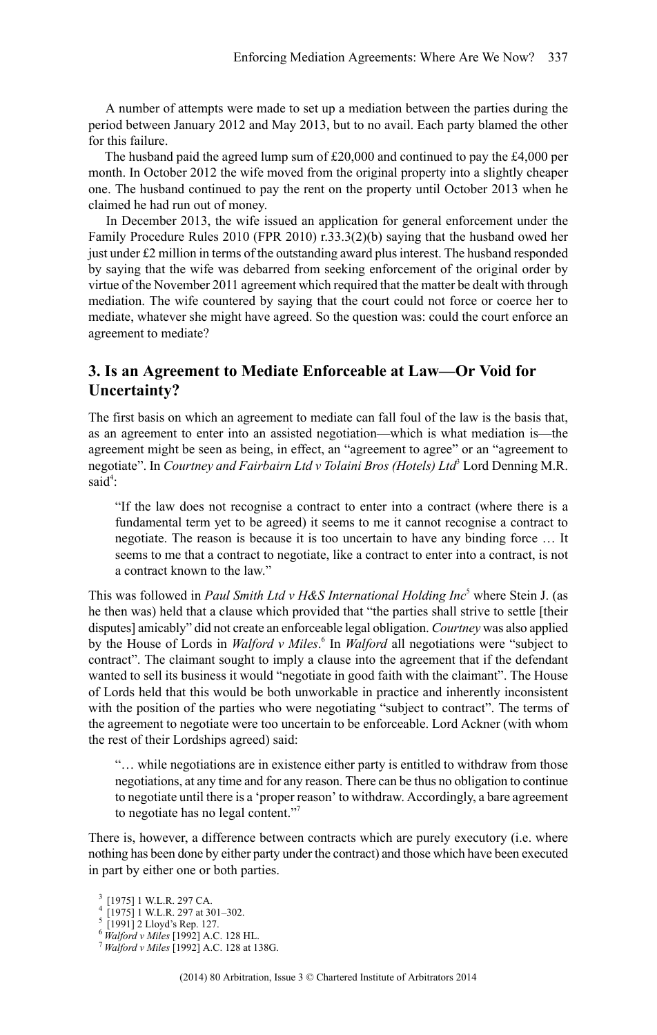A number of attempts were made to set up a mediation between the parties during the period between January 2012 and May 2013, but to no avail. Each party blamed the other for this failure.

The husband paid the agreed lump sum of £20,000 and continued to pay the £4,000 per month. In October 2012 the wife moved from the original property into a slightly cheaper one. The husband continued to pay the rent on the property until October 2013 when he claimed he had run out of money.

In December 2013, the wife issued an application for general enforcement under the Family Procedure Rules 2010 (FPR 2010) r.33.3(2)(b) saying that the husband owed her just under £2 million in terms of the outstanding award plus interest. The husband responded by saying that the wife was debarred from seeking enforcement of the original order by virtue of the November 2011 agreement which required that the matter be dealt with through mediation. The wife countered by saying that the court could not force or coerce her to mediate, whatever she might have agreed. So the question was: could the court enforce an agreement to mediate?

## 3. Is an Agreement to Mediate Enforceable at Law—Or Void for Uncertainty?

The first basis on which an agreement to mediate can fall foul of the law is the basis that, as an agreement to enter into an assisted negotiation—which is what mediation is—the agreement might be seen as being, in effect, an "agreement to agree" or an "agreement to negotiate". In *Courtney and Fairbairn Ltd v Tolaini Bros (Hotels) Ltd*[3] Lord Denning M.R. said[4]:

> "If the law does not recognise a contract to enter into a contract (where there is a fundamental term yet to be agreed) it seems to me it cannot recognise a contract to negotiate. The reason is because it is too uncertain to have any binding force … It seems to me that a contract to negotiate, like a contract to enter into a contract, is not a contract known to the law."

This was followed in *Paul Smith Ltd v H&S International Holding Inc*[5] where Stein J. (as he then was) held that a clause which provided that "the parties shall strive to settle [their disputes] amicably" did not create an enforceable legal obligation. *Courtney* was also applied by the House of Lords in *Walford v Miles*.[6] In *Walford* all negotiations were "subject to contract". The claimant sought to imply a clause into the agreement that if the defendant wanted to sell its business it would "negotiate in good faith with the claimant". The House of Lords held that this would be both unworkable in practice and inherently inconsistent with the position of the parties who were negotiating "subject to contract". The terms of the agreement to negotiate were too uncertain to be enforceable. Lord Ackner (with whom the rest of their Lordships agreed) said:

> "… while negotiations are in existence either party is entitled to withdraw from those negotiations, at any time and for any reason. There can be thus no obligation to continue to negotiate until there is a 'proper reason' to withdraw. Accordingly, a bare agreement to negotiate has no legal content."[7]

There is, however, a difference between contracts which are purely executory (i.e. where nothing has been done by either party under the contract) and those which have been executed in part by either one or both parties.

[3] [1975] 1 W.L.R. 297 CA.

[4] [1975] 1 W.L.R. 297 at 301–302.

[5] [1991] 2 Lloyd's Rep. 127.

[6] *Walford v Miles* [1992] A.C. 128 HL.

[7] *Walford v Miles* [1992] A.C. 128 at 138G.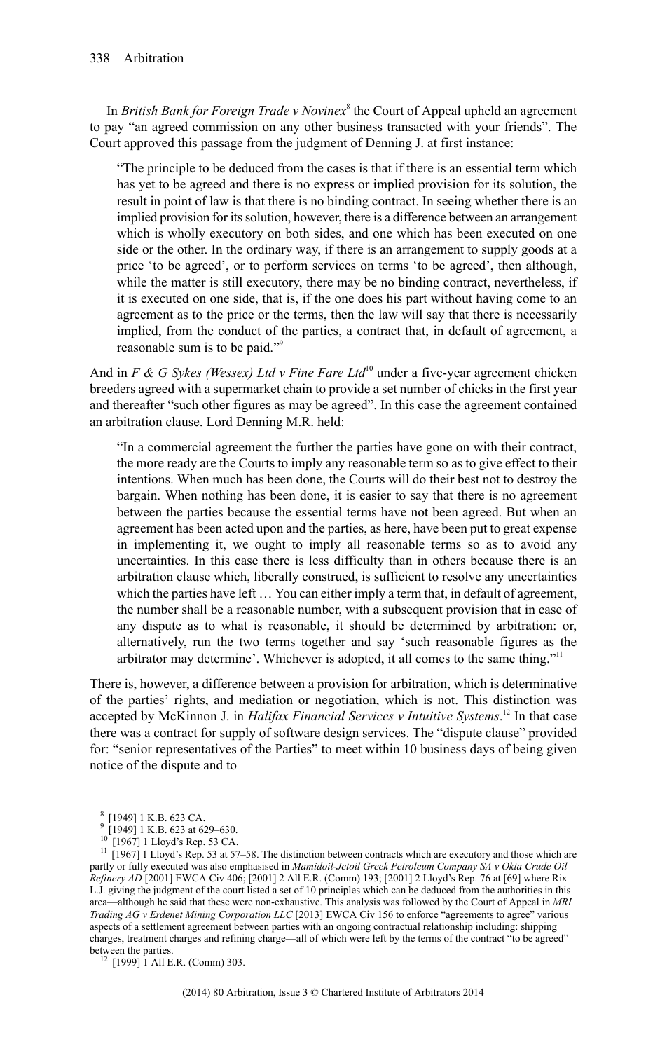In *British Bank for Foreign Trade v Novinex*[8] the Court of Appeal upheld an agreement to pay "an agreed commission on any other business transacted with your friends". The Court approved this passage from the judgment of Denning J. at first instance:

> "The principle to be deduced from the cases is that if there is an essential term which has yet to be agreed and there is no express or implied provision for its solution, the result in point of law is that there is no binding contract. In seeing whether there is an implied provision for its solution, however, there is a difference between an arrangement which is wholly executory on both sides, and one which has been executed on one side or the other. In the ordinary way, if there is an arrangement to supply goods at a price 'to be agreed', or to perform services on terms 'to be agreed', then although, while the matter is still executory, there may be no binding contract, nevertheless, if it is executed on one side, that is, if the one does his part without having come to an agreement as to the price or the terms, then the law will say that there is necessarily implied, from the conduct of the parties, a contract that, in default of agreement, a reasonable sum is to be paid."[9]

And in *F & G Sykes (Wessex) Ltd v Fine Fare Ltd*[10] under a five-year agreement chicken breeders agreed with a supermarket chain to provide a set number of chicks in the first year and thereafter "such other figures as may be agreed". In this case the agreement contained an arbitration clause. Lord Denning M.R. held:

> "In a commercial agreement the further the parties have gone on with their contract, the more ready are the Courts to imply any reasonable term so as to give effect to their intentions. When much has been done, the Courts will do their best not to destroy the bargain. When nothing has been done, it is easier to say that there is no agreement between the parties because the essential terms have not been agreed. But when an agreement has been acted upon and the parties, as here, have been put to great expense in implementing it, we ought to imply all reasonable terms so as to avoid any uncertainties. In this case there is less difficulty than in others because there is an arbitration clause which, liberally construed, is sufficient to resolve any uncertainties which the parties have left … You can either imply a term that, in default of agreement, the number shall be a reasonable number, with a subsequent provision that in case of any dispute as to what is reasonable, it should be determined by arbitration: or, alternatively, run the two terms together and say 'such reasonable figures as the arbitrator may determine'. Whichever is adopted, it all comes to the same thing."[11]

There is, however, a difference between a provision for arbitration, which is determinative of the parties' rights, and mediation or negotiation, which is not. This distinction was accepted by McKinnon J. in *Halifax Financial Services v Intuitive Systems*.[12] In that case there was a contract for supply of software design services. The "dispute clause" provided for: "senior representatives of the Parties" to meet within 10 business days of being given notice of the dispute and to

---

[8] [1949] 1 K.B. 623 CA.

[9] [1949] 1 K.B. 623 at 629–630.

[10] [1967] 1 Lloyd's Rep. 53 CA.

[11] [1967] 1 Lloyd's Rep. 53 at 57–58. The distinction between contracts which are executory and those which are partly or fully executed was also emphasised in *Mamidoil-Jetoil Greek Petroleum Company SA v Okta Crude Oil Refinery AD* [2001] EWCA Civ 406; [2001] 2 All E.R. (Comm) 193; [2001] 2 Lloyd's Rep. 76 at [69] where Rix L.J. giving the judgment of the court listed a set of 10 principles which can be deduced from the authorities in this area—although he said that these were non-exhaustive. This analysis was followed by the Court of Appeal in *MRI Trading AG v Erdenet Mining Corporation LLC* [2013] EWCA Civ 156 to enforce "agreements to agree" various aspects of a settlement agreement between parties with an ongoing contractual relationship including: shipping charges, treatment charges and refining charge—all of which were left by the terms of the contract "to be agreed" between the parties.

[12] [1999] 1 All E.R. (Comm) 303.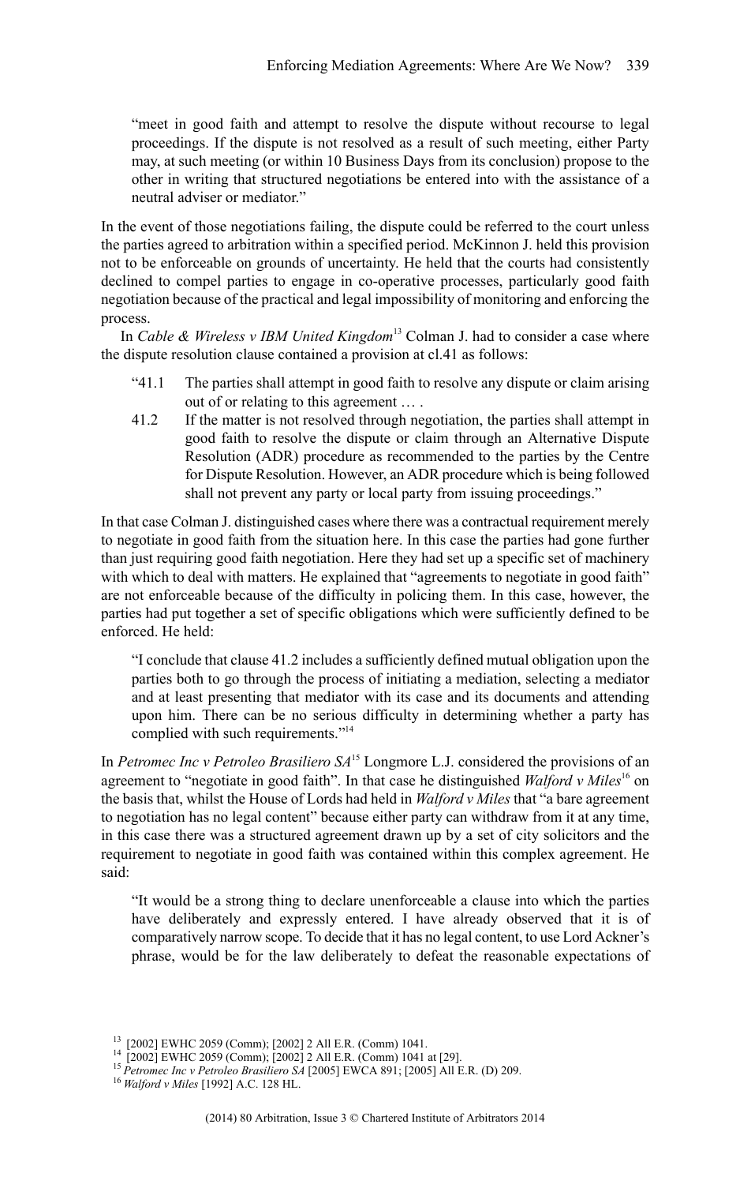"meet in good faith and attempt to resolve the dispute without recourse to legal proceedings. If the dispute is not resolved as a result of such meeting, either Party may, at such meeting (or within 10 Business Days from its conclusion) propose to the other in writing that structured negotiations be entered into with the assistance of a neutral adviser or mediator."

In the event of those negotiations failing, the dispute could be referred to the court unless the parties agreed to arbitration within a specified period. McKinnon J. held this provision not to be enforceable on grounds of uncertainty. He held that the courts had consistently declined to compel parties to engage in co-operative processes, particularly good faith negotiation because of the practical and legal impossibility of monitoring and enforcing the process.

In *Cable & Wireless v IBM United Kingdom*[13] Colman J. had to consider a case where the dispute resolution clause contained a provision at cl.41 as follows:

> "41.1 The parties shall attempt in good faith to resolve any dispute or claim arising out of or relating to this agreement … .
>
> 41.2 If the matter is not resolved through negotiation, the parties shall attempt in good faith to resolve the dispute or claim through an Alternative Dispute Resolution (ADR) procedure as recommended to the parties by the Centre for Dispute Resolution. However, an ADR procedure which is being followed shall not prevent any party or local party from issuing proceedings."

In that case Colman J. distinguished cases where there was a contractual requirement merely to negotiate in good faith from the situation here. In this case the parties had gone further than just requiring good faith negotiation. Here they had set up a specific set of machinery with which to deal with matters. He explained that "agreements to negotiate in good faith" are not enforceable because of the difficulty in policing them. In this case, however, the parties had put together a set of specific obligations which were sufficiently defined to be enforced. He held:

> "I conclude that clause 41.2 includes a sufficiently defined mutual obligation upon the parties both to go through the process of initiating a mediation, selecting a mediator and at least presenting that mediator with its case and its documents and attending upon him. There can be no serious difficulty in determining whether a party has complied with such requirements."[14]

In *Petromec Inc v Petroleo Brasiliero SA*[15] Longmore L.J. considered the provisions of an agreement to "negotiate in good faith". In that case he distinguished *Walford v Miles*[16] on the basis that, whilst the House of Lords had held in *Walford v Miles* that "a bare agreement to negotiation has no legal content" because either party can withdraw from it at any time, in this case there was a structured agreement drawn up by a set of city solicitors and the requirement to negotiate in good faith was contained within this complex agreement. He said:

> "It would be a strong thing to declare unenforceable a clause into which the parties have deliberately and expressly entered. I have already observed that it is of comparatively narrow scope. To decide that it has no legal content, to use Lord Ackner's phrase, would be for the law deliberately to defeat the reasonable expectations of

---

[13] [2002] EWHC 2059 (Comm); [2002] 2 All E.R. (Comm) 1041.

[14] [2002] EWHC 2059 (Comm); [2002] 2 All E.R. (Comm) 1041 at [29].

[15] *Petromec Inc v Petroleo Brasiliero SA* [2005] EWCA 891; [2005] All E.R. (D) 209.

[16] *Walford v Miles* [1992] A.C. 128 HL.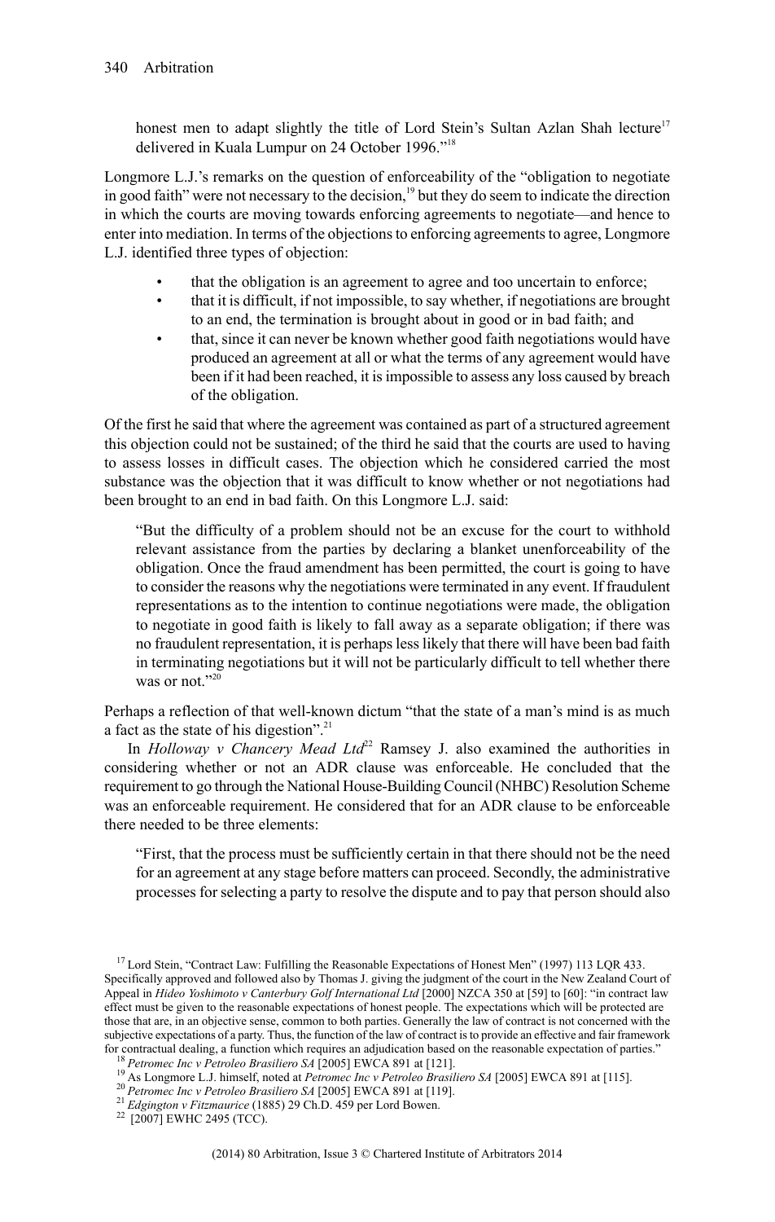honest men to adapt slightly the title of Lord Stein's Sultan Azlan Shah lecture[17] delivered in Kuala Lumpur on 24 October 1996."[18]

Longmore L.J.'s remarks on the question of enforceability of the "obligation to negotiate in good faith" were not necessary to the decision,[19] but they do seem to indicate the direction in which the courts are moving towards enforcing agreements to negotiate—and hence to enter into mediation. In terms of the objections to enforcing agreements to agree, Longmore L.J. identified three types of objection:

- that the obligation is an agreement to agree and too uncertain to enforce;
- that it is difficult, if not impossible, to say whether, if negotiations are brought to an end, the termination is brought about in good or in bad faith; and
- that, since it can never be known whether good faith negotiations would have produced an agreement at all or what the terms of any agreement would have been if it had been reached, it is impossible to assess any loss caused by breach of the obligation.

Of the first he said that where the agreement was contained as part of a structured agreement this objection could not be sustained; of the third he said that the courts are used to having to assess losses in difficult cases. The objection which he considered carried the most substance was the objection that it was difficult to know whether or not negotiations had been brought to an end in bad faith. On this Longmore L.J. said:

> "But the difficulty of a problem should not be an excuse for the court to withhold relevant assistance from the parties by declaring a blanket unenforceability of the obligation. Once the fraud amendment has been permitted, the court is going to have to consider the reasons why the negotiations were terminated in any event. If fraudulent representations as to the intention to continue negotiations were made, the obligation to negotiate in good faith is likely to fall away as a separate obligation; if there was no fraudulent representation, it is perhaps less likely that there will have been bad faith in terminating negotiations but it will not be particularly difficult to tell whether there was or not."[20]

Perhaps a reflection of that well-known dictum "that the state of a man's mind is as much a fact as the state of his digestion".[21]

In *Holloway v Chancery Mead Ltd*[22] Ramsey J. also examined the authorities in considering whether or not an ADR clause was enforceable. He concluded that the requirement to go through the National House-Building Council (NHBC) Resolution Scheme was an enforceable requirement. He considered that for an ADR clause to be enforceable there needed to be three elements:

> "First, that the process must be sufficiently certain in that there should not be the need for an agreement at any stage before matters can proceed. Secondly, the administrative processes for selecting a party to resolve the dispute and to pay that person should also

---

[17] Lord Stein, "Contract Law: Fulfilling the Reasonable Expectations of Honest Men" (1997) 113 LQR 433. Specifically approved and followed also by Thomas J. giving the judgment of the court in the New Zealand Court of Appeal in *Hideo Yoshimoto v Canterbury Golf International Ltd* [2000] NZCA 350 at [59] to [60]: "in contract law effect must be given to the reasonable expectations of honest people. The expectations which will be protected are those that are, in an objective sense, common to both parties. Generally the law of contract is not concerned with the subjective expectations of a party. Thus, the function of the law of contract is to provide an effective and fair framework for contractual dealing, a function which requires an adjudication based on the reasonable expectation of parties."

[18] *Petromec Inc v Petroleo Brasiliero SA* [2005] EWCA 891 at [121].

[19] As Longmore L.J. himself, noted at *Petromec Inc v Petroleo Brasiliero SA* [2005] EWCA 891 at [115].

[20] *Petromec Inc v Petroleo Brasiliero SA* [2005] EWCA 891 at [119].

[21] *Edgington v Fitzmaurice* (1885) 29 Ch.D. 459 per Lord Bowen.

[22] [2007] EWHC 2495 (TCC).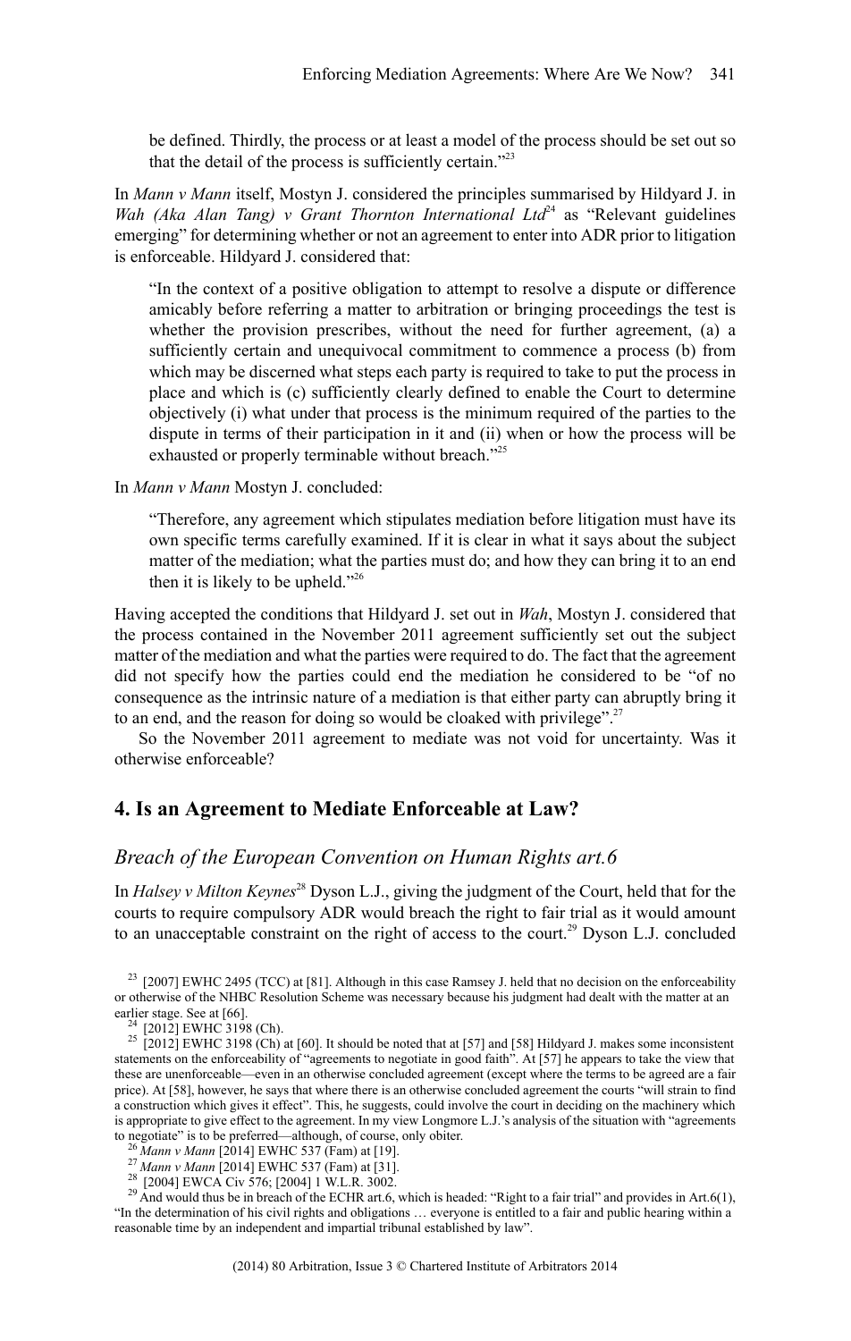be defined. Thirdly, the process or at least a model of the process should be set out so that the detail of the process is sufficiently certain."[23]

In *Mann v Mann* itself, Mostyn J. considered the principles summarised by Hildyard J. in *Wah (Aka Alan Tang) v Grant Thornton International Ltd*[24] as "Relevant guidelines emerging" for determining whether or not an agreement to enter into ADR prior to litigation is enforceable. Hildyard J. considered that:

> "In the context of a positive obligation to attempt to resolve a dispute or difference amicably before referring a matter to arbitration or bringing proceedings the test is whether the provision prescribes, without the need for further agreement, (a) a sufficiently certain and unequivocal commitment to commence a process (b) from which may be discerned what steps each party is required to take to put the process in place and which is (c) sufficiently clearly defined to enable the Court to determine objectively (i) what under that process is the minimum required of the parties to the dispute in terms of their participation in it and (ii) when or how the process will be exhausted or properly terminable without breach."[25]

In *Mann v Mann* Mostyn J. concluded:

> "Therefore, any agreement which stipulates mediation before litigation must have its own specific terms carefully examined. If it is clear in what it says about the subject matter of the mediation; what the parties must do; and how they can bring it to an end then it is likely to be upheld."[26]

Having accepted the conditions that Hildyard J. set out in *Wah*, Mostyn J. considered that the process contained in the November 2011 agreement sufficiently set out the subject matter of the mediation and what the parties were required to do. The fact that the agreement did not specify how the parties could end the mediation he considered to be "of no consequence as the intrinsic nature of a mediation is that either party can abruptly bring it to an end, and the reason for doing so would be cloaked with privilege".[27]

So the November 2011 agreement to mediate was not void for uncertainty. Was it otherwise enforceable?

## 4. Is an Agreement to Mediate Enforceable at Law?

### *Breach of the European Convention on Human Rights art.6*

In *Halsey v Milton Keynes*[28] Dyson L.J., giving the judgment of the Court, held that for the courts to require compulsory ADR would breach the right to fair trial as it would amount to an unacceptable constraint on the right of access to the court.[29] Dyson L.J. concluded

---

[23] [2007] EWHC 2495 (TCC) at [81]. Although in this case Ramsey J. held that no decision on the enforceability or otherwise of the NHBC Resolution Scheme was necessary because his judgment had dealt with the matter at an earlier stage. See at [66].

[24] [2012] EWHC 3198 (Ch).

[25] [2012] EWHC 3198 (Ch) at [60]. It should be noted that at [57] and [58] Hildyard J. makes some inconsistent statements on the enforceability of "agreements to negotiate in good faith". At [57] he appears to take the view that these are unenforceable—even in an otherwise concluded agreement (except where the terms to be agreed are a fair price). At [58], however, he says that where there is an otherwise concluded agreement the courts "will strain to find a construction which gives it effect". This, he suggests, could involve the court in deciding on the machinery which is appropriate to give effect to the agreement. In my view Longmore L.J.'s analysis of the situation with "agreements to negotiate" is to be preferred—although, of course, only obiter.

[26] *Mann v Mann* [2014] EWHC 537 (Fam) at [19].

[27] *Mann v Mann* [2014] EWHC 537 (Fam) at [31].

[28] [2004] EWCA Civ 576; [2004] 1 W.L.R. 3002.

[29] And would thus be in breach of the ECHR art.6, which is headed: "Right to a fair trial" and provides in Art.6(1), "In the determination of his civil rights and obligations … everyone is entitled to a fair and public hearing within a reasonable time by an independent and impartial tribunal established by law".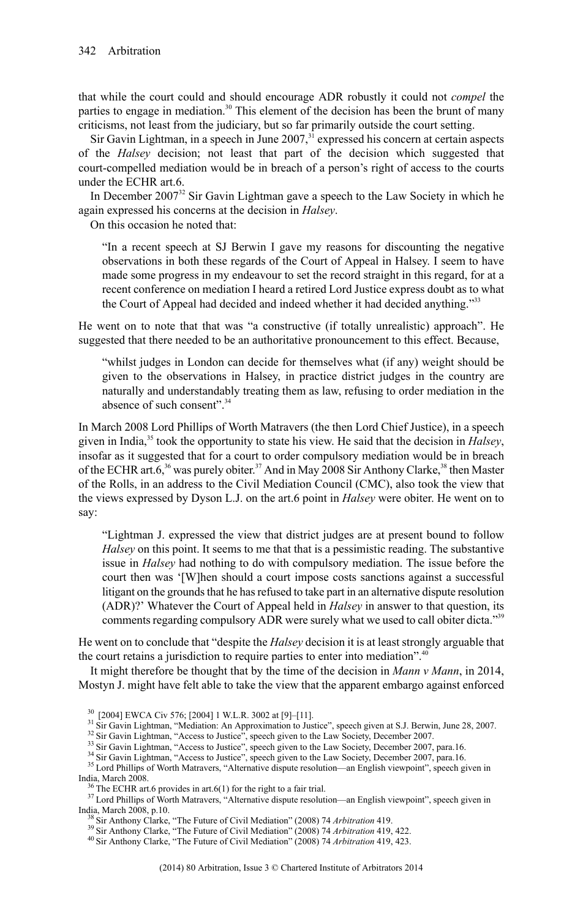that while the court could and should encourage ADR robustly it could not *compel* the parties to engage in mediation.[30] This element of the decision has been the brunt of many criticisms, not least from the judiciary, but so far primarily outside the court setting.

Sir Gavin Lightman, in a speech in June 2007,[31] expressed his concern at certain aspects of the *Halsey* decision; not least that part of the decision which suggested that court-compelled mediation would be in breach of a person's right of access to the courts under the ECHR art.6.

In December 2007[32] Sir Gavin Lightman gave a speech to the Law Society in which he again expressed his concerns at the decision in *Halsey*.

On this occasion he noted that:

> "In a recent speech at SJ Berwin I gave my reasons for discounting the negative observations in both these regards of the Court of Appeal in Halsey. I seem to have made some progress in my endeavour to set the record straight in this regard, for at a recent conference on mediation I heard a retired Lord Justice express doubt as to what the Court of Appeal had decided and indeed whether it had decided anything."[33]

He went on to note that that was "a constructive (if totally unrealistic) approach". He suggested that there needed to be an authoritative pronouncement to this effect. Because,

> "whilst judges in London can decide for themselves what (if any) weight should be given to the observations in Halsey, in practice district judges in the country are naturally and understandably treating them as law, refusing to order mediation in the absence of such consent".[34]

In March 2008 Lord Phillips of Worth Matravers (the then Lord Chief Justice), in a speech given in India,[35] took the opportunity to state his view. He said that the decision in *Halsey*, insofar as it suggested that for a court to order compulsory mediation would be in breach of the ECHR art.6,[36] was purely obiter.[37] And in May 2008 Sir Anthony Clarke,[38] then Master of the Rolls, in an address to the Civil Mediation Council (CMC), also took the view that the views expressed by Dyson L.J. on the art.6 point in *Halsey* were obiter. He went on to say:

> "Lightman J. expressed the view that district judges are at present bound to follow *Halsey* on this point. It seems to me that that is a pessimistic reading. The substantive issue in *Halsey* had nothing to do with compulsory mediation. The issue before the court then was '[W]hen should a court impose costs sanctions against a successful litigant on the grounds that he has refused to take part in an alternative dispute resolution (ADR)?' Whatever the Court of Appeal held in *Halsey* in answer to that question, its comments regarding compulsory ADR were surely what we used to call obiter dicta."[39]

He went on to conclude that "despite the *Halsey* decision it is at least strongly arguable that the court retains a jurisdiction to require parties to enter into mediation".[40]

It might therefore be thought that by the time of the decision in *Mann v Mann*, in 2014, Mostyn J. might have felt able to take the view that the apparent embargo against enforced

---

[30] [2004] EWCA Civ 576; [2004] 1 W.L.R. 3002 at [9]–[11].

[31] Sir Gavin Lightman, "Mediation: An Approximation to Justice", speech given at S.J. Berwin, June 28, 2007.

[32] Sir Gavin Lightman, "Access to Justice", speech given to the Law Society, December 2007.

[33] Sir Gavin Lightman, "Access to Justice", speech given to the Law Society, December 2007, para.16.

[34] Sir Gavin Lightman, "Access to Justice", speech given to the Law Society, December 2007, para.16.

[35] Lord Phillips of Worth Matravers, "Alternative dispute resolution—an English viewpoint", speech given in India, March 2008.

[36] The ECHR art.6 provides in art.6(1) for the right to a fair trial.

[37] Lord Phillips of Worth Matravers, "Alternative dispute resolution—an English viewpoint", speech given in India, March 2008, p.10.

[38] Sir Anthony Clarke, "The Future of Civil Mediation" (2008) 74 *Arbitration* 419.

[39] Sir Anthony Clarke, "The Future of Civil Mediation" (2008) 74 *Arbitration* 419, 422.

[40] Sir Anthony Clarke, "The Future of Civil Mediation" (2008) 74 *Arbitration* 419, 423.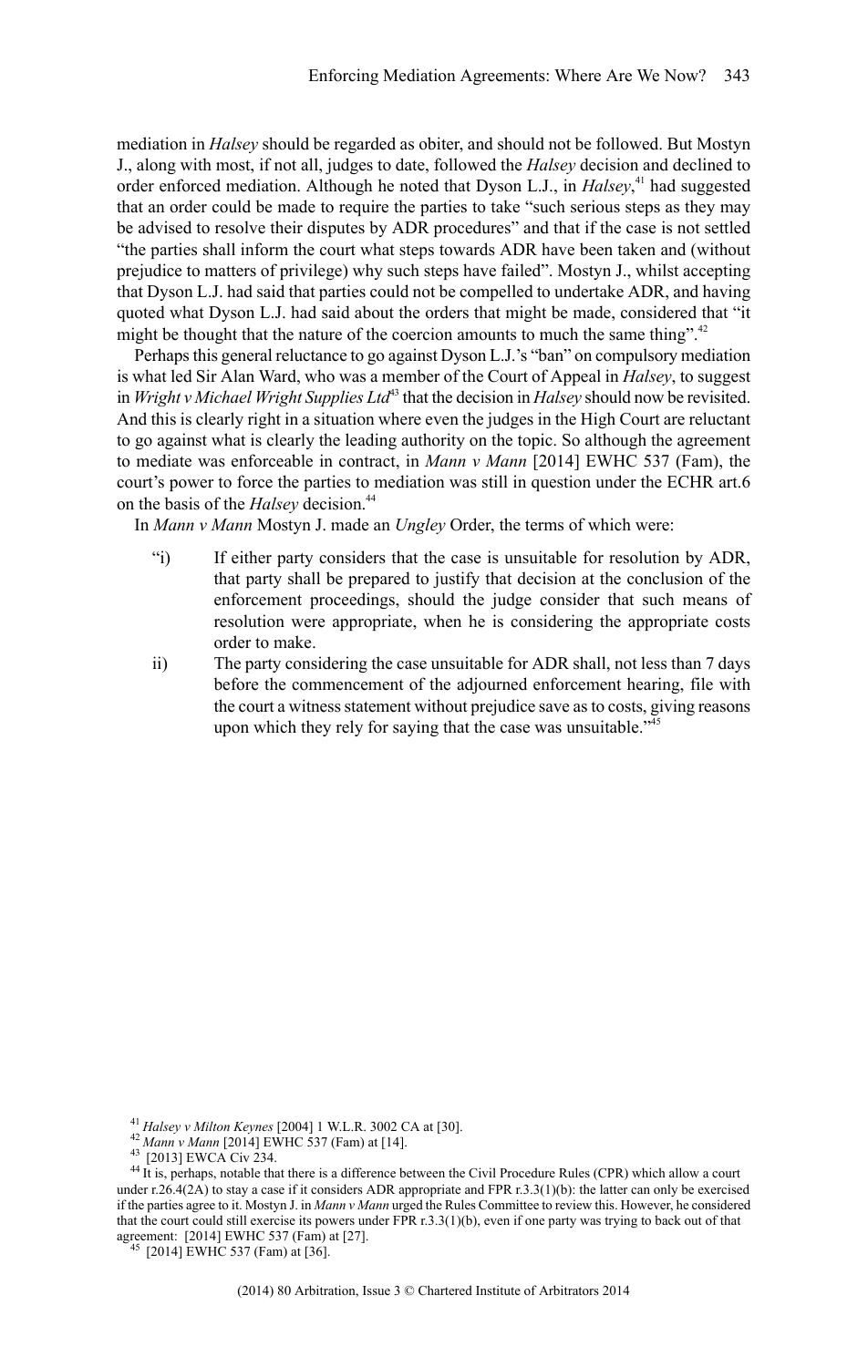mediation in *Halsey* should be regarded as obiter, and should not be followed. But Mostyn J., along with most, if not all, judges to date, followed the *Halsey* decision and declined to order enforced mediation. Although he noted that Dyson L.J., in *Halsey*,[41] had suggested that an order could be made to require the parties to take "such serious steps as they may be advised to resolve their disputes by ADR procedures" and that if the case is not settled "the parties shall inform the court what steps towards ADR have been taken and (without prejudice to matters of privilege) why such steps have failed". Mostyn J., whilst accepting that Dyson L.J. had said that parties could not be compelled to undertake ADR, and having quoted what Dyson L.J. had said about the orders that might be made, considered that "it might be thought that the nature of the coercion amounts to much the same thing".[42]

Perhaps this general reluctance to go against Dyson L.J.'s "ban" on compulsory mediation is what led Sir Alan Ward, who was a member of the Court of Appeal in *Halsey*, to suggest in *Wright v Michael Wright Supplies Ltd*[43] that the decision in *Halsey* should now be revisited. And this is clearly right in a situation where even the judges in the High Court are reluctant to go against what is clearly the leading authority on the topic. So although the agreement to mediate was enforceable in contract, in *Mann v Mann* [2014] EWHC 537 (Fam), the court's power to force the parties to mediation was still in question under the ECHR art.6 on the basis of the *Halsey* decision.[44]

In *Mann v Mann* Mostyn J. made an *Ungley* Order, the terms of which were:

> "i) If either party considers that the case is unsuitable for resolution by ADR, that party shall be prepared to justify that decision at the conclusion of the enforcement proceedings, should the judge consider that such means of resolution were appropriate, when he is considering the appropriate costs order to make.
>
> ii) The party considering the case unsuitable for ADR shall, not less than 7 days before the commencement of the adjourned enforcement hearing, file with the court a witness statement without prejudice save as to costs, giving reasons upon which they rely for saying that the case was unsuitable."[45]

---

[41] *Halsey v Milton Keynes* [2004] 1 W.L.R. 3002 CA at [30].

[42] *Mann v Mann* [2014] EWHC 537 (Fam) at [14].

[43] [2013] EWCA Civ 234.

[44] It is, perhaps, notable that there is a difference between the Civil Procedure Rules (CPR) which allow a court under r.26.4(2A) to stay a case if it considers ADR appropriate and FPR r.3.3(1)(b): the latter can only be exercised if the parties agree to it. Mostyn J. in *Mann v Mann* urged the Rules Committee to review this. However, he considered that the court could still exercise its powers under FPR r.3.3(1)(b), even if one party was trying to back out of that agreement: [2014] EWHC 537 (Fam) at [27].

[45] [2014] EWHC 537 (Fam) at [36].